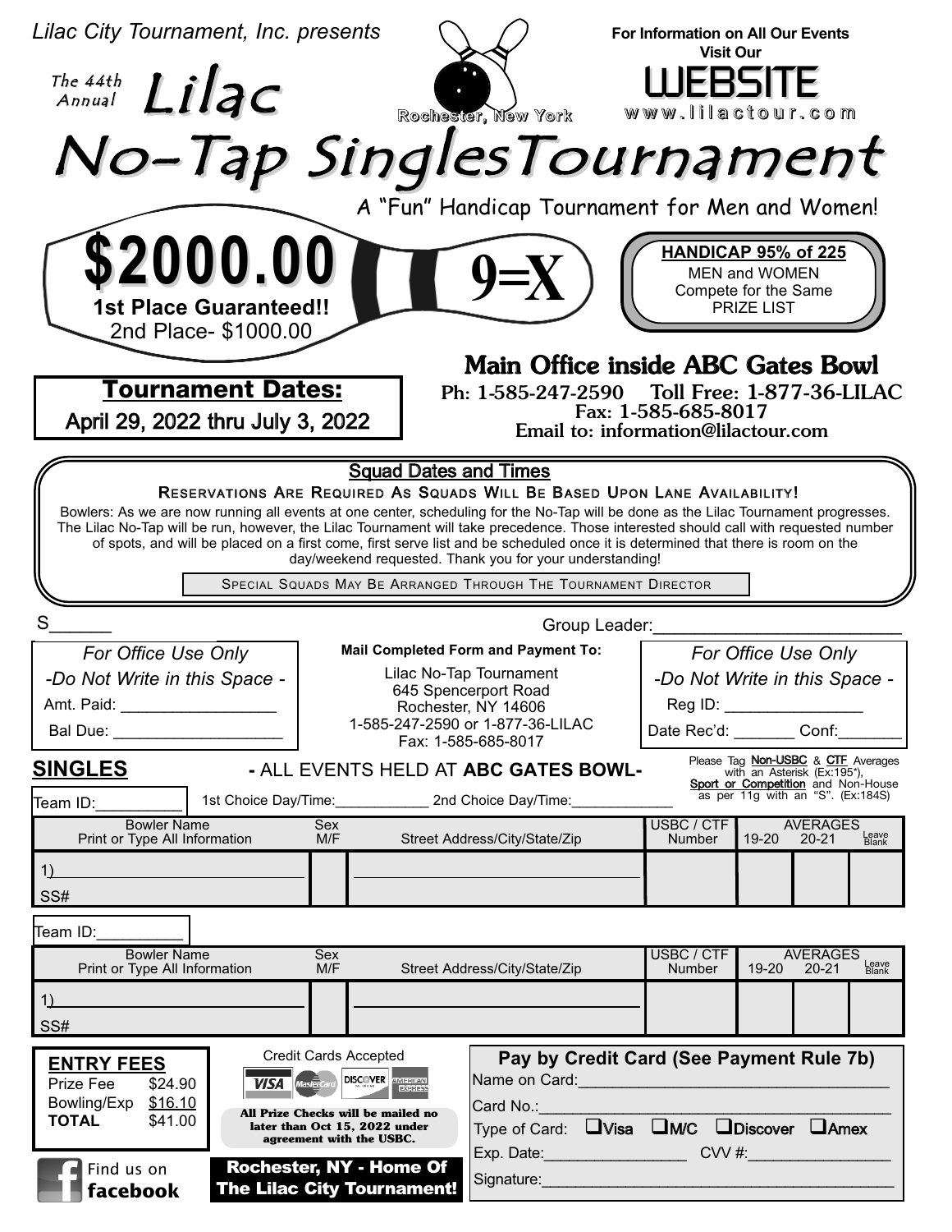*Lilac City Tournament, Inc. presents*

The 44th Annual

# Lilac No-Tap SinglesTournament

Rochester, New York

**For Information on All Our Events Visit Our**

**WEBSITE**

**www.lilactour.com**

A "Fun" Handicap Tournament for Men and Women!

**$2000.00**

**1st Place Guaranteed!!**

2nd Place- $1000.00

**9=X**

**HANDICAP 95% of 225**

MEN and WOMEN Compete for the Same PRIZE LIST

## Tournament Dates:

April 29, 2022 thru July 3, 2022

## Main Office inside ABC Gates Bowl

Ph: 1-585-247-2590 Toll Free: 1-877-36-LILAC

Fax: 1-585-685-8017

Email to: information@lilactour.com

## Squad Dates and Times

**Reservations Are Required As Squads Will Be Based Upon Lane Availability!**

Bowlers: As we are now running all events at one center, scheduling for the No-Tap will be done as the Lilac Tournament progresses. The Lilac No-Tap will be run, however, the Lilac Tournament will take precedence. Those interested should call with requested number of spots, and will be placed on a first come, first serve list and be scheduled once it is determined that there is room on the day/weekend requested. Thank you for your understanding!

Special Squads May Be Arranged Through The Tournament Director

S______ Group Leader:__________________________

*For Office Use Only*
*-Do Not Write in this Space -*
Amt. Paid: __________________
Bal Due: ___________________

**Mail Completed Form and Payment To:**
Lilac No-Tap Tournament
645 Spencerport Road
Rochester, NY 14606
1-585-247-2590 or 1-877-36-LILAC
Fax: 1-585-685-8017

*For Office Use Only*
*-Do Not Write in this Space -*
Reg ID: ________________
Date Rec'd: _______ Conf:_______

## SINGLES

**- ALL EVENTS HELD AT ABC GATES BOWL-**

Please Tag **Non-USBC** & **CTF** Averages with an Asterisk (Ex:195*), **Sport or Competition** and Non-House as per 11g with an "S". (Ex:184S)

Team ID:__________ 1st Choice Day/Time:____________ 2nd Choice Day/Time:_____________

| Bowler Name Print or Type All Information | Sex M/F | Street Address/City/State/Zip | USBC / CTF Number | AVERAGES 19-20 | 20-21 | Leave Blank |
|---|---|---|---|---|---|---|
| 1)____________________ SS# | | | | | | |

Team ID:__________

| Bowler Name Print or Type All Information | Sex M/F | Street Address/City/State/Zip | USBC / CTF Number | AVERAGES 19-20 | 20-21 | Leave Blank |
|---|---|---|---|---|---|---|
| 1)____________________ SS# | | | | | | |

**ENTRY FEES**

| | |
|---|---|
| Prize Fee | $24.90 |
| Bowling/Exp | $16.10 |
| **TOTAL** | $41.00 |

Credit Cards Accepted

**All Prize Checks will be mailed no later than Oct 15, 2022 under agreement with the USBC.**

Find us on **facebook**

**Rochester, NY - Home Of The Lilac City Tournament!**

**Pay by Credit Card (See Payment Rule 7b)**

Name on Card:________________________________

Card No.:____________________________________

Type of Card: ❑Visa ❑M/C ❑Discover ❑Amex

Exp. Date:________________ CVV #:________________

Signature:___________________________________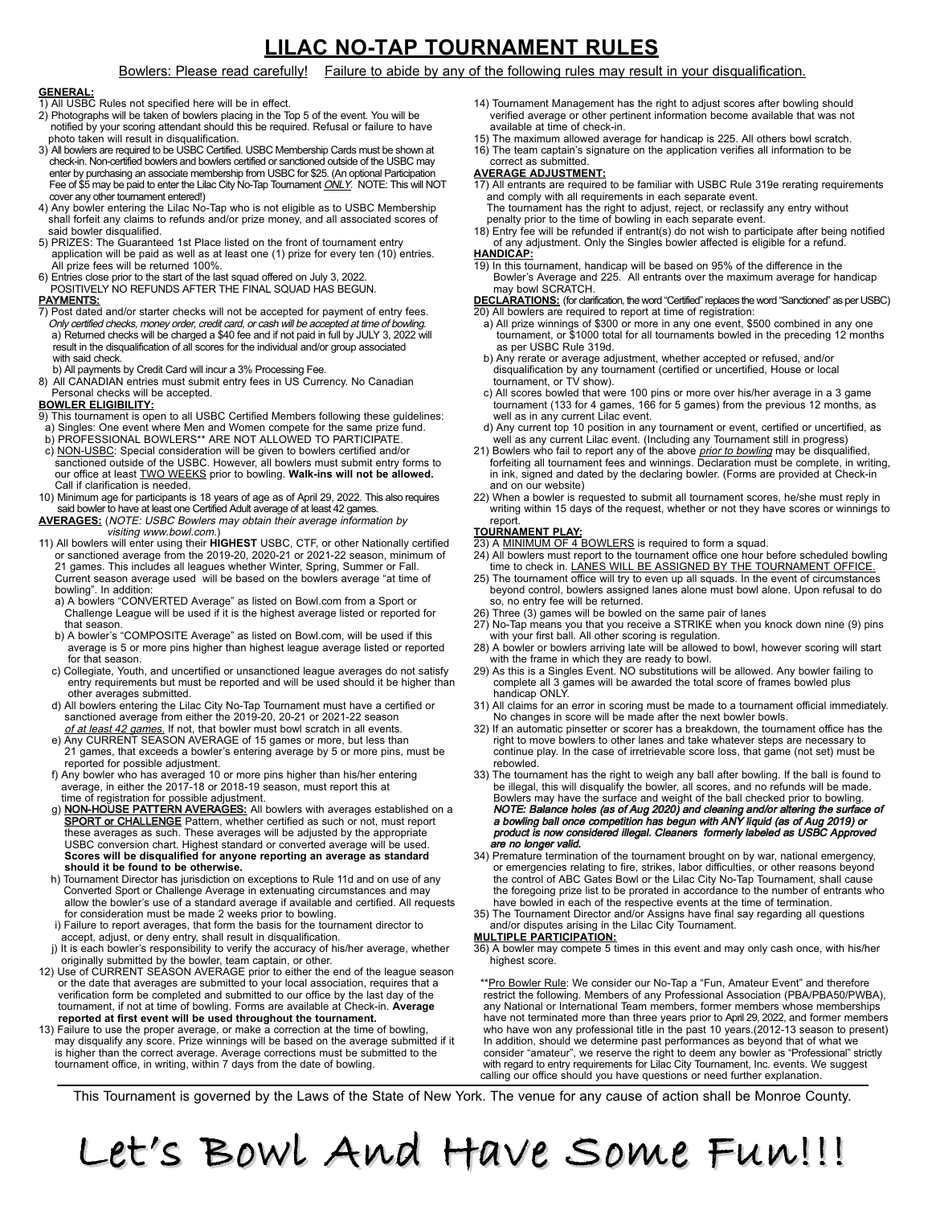# LILAC NO-TAP TOURNAMENT RULES

Bowlers: Please read carefully! Failure to abide by any of the following rules may result in your disqualification.

**GENERAL:**

1) All USBC Rules not specified here will be in effect.
2) Photographs will be taken of bowlers placing in the Top 5 of the event. You will be notified by your scoring attendant should this be required. Refusal or failure to have photo taken will result in disqualification.
3) All bowlers are required to be USBC Certified. USBC Membership Cards must be shown at check-in. Non-certified bowlers and bowlers certified or sanctioned outside of the USBC may enter by purchasing an associate membership from USBC for $25. (An optional Participation Fee of $5 may be paid to enter the Lilac City No-Tap Tournament *ONLY*. NOTE: This will NOT cover any other tournament entered!)
4) Any bowler entering the Lilac No-Tap who is not eligible as to USBC Membership shall forfeit any claims to refunds and/or prize money, and all associated scores of said bowler disqualified.
5) PRIZES: The Guaranteed 1st Place listed on the front of tournament entry application will be paid as well as at least one (1) prize for every ten (10) entries. All prize fees will be returned 100%.
6) Entries close prior to the start of the last squad offered on July 3, 2022. POSITIVELY NO REFUNDS AFTER THE FINAL SQUAD HAS BEGUN.

**PAYMENTS:**

7) Post dated and/or starter checks will not be accepted for payment of entry fees. *Only certified checks, money order, credit card, or cash will be accepted at time of booking.*
   a) Returned checks will be charged a $40 fee and if not paid in full by JULY 3, 2022 will result in the disqualification of all scores for the individual and/or group associated with said check.
   b) All payments by Credit Card will incur a 3% Processing Fee.
8) All CANADIAN entries must submit entry fees in US Currency. No Canadian Personal checks will be accepted.

**BOWLER ELIGIBILITY:**

9) This tournament is open to all USBC Certified Members following these guidelines:
   a) Singles: One event where Men and Women compete for the same prize fund.
   b) PROFESSIONAL BOWLERS** ARE NOT ALLOWED TO PARTICIPATE.
   c) NON-USBC: Special consideration will be given to bowlers certified and/or sanctioned outside of the USBC. However, all bowlers must submit entry forms to our office at least TWO WEEKS prior to bowling. **Walk-ins will not be allowed.** Call if clarification is needed.
10) Minimum age for participants is 18 years of age as of April 29, 2022. This also requires said bowler to have at least one Certified Adult average of at least 42 games.

**AVERAGES:** (*NOTE: USBC Bowlers may obtain their average information by visiting www.bowl.com.*)

11) All bowlers will enter using their **HIGHEST** USBC, CTF, or other Nationally certified or sanctioned average from the 2019-20, 2020-21 or 2021-22 season, minimum of 21 games. This includes all leagues whether Winter, Spring, Summer or Fall. Current season average used will be based on the bowlers average "at time of bowling". In addition:
   a) A bowlers "CONVERTED Average" as listed on Bowl.com from a Sport or Challenge League will be used if it is the highest average listed or reported for that season.
   b) A bowler's "COMPOSITE Average" as listed on Bowl.com, will be used if this average is 5 or more pins higher than highest league average listed or reported for that season.
   c) Collegiate, Youth, and uncertified or unsanctioned league averages do not satisfy entry requirements but must be reported and will be used should it be higher than other averages submitted.
   d) All bowlers entering the Lilac City No-Tap Tournament must have a certified or sanctioned average from either the 2019-20, 20-21 or 2021-22 season *of at least 42 games*. If not, that bowler must bowl scratch in all events.
   e) Any CURRENT SEASON AVERAGE of 15 games or more, but less than 21 games, that exceeds a bowler's entering average by 5 or more pins, must be reported for possible adjustment.
   f) Any bowler who has averaged 10 or more pins higher than his/her entering average, in either the 2017-18 or 2018-19 season, must report this at time of registration for possible adjustment.
   g) **NON-HOUSE PATTERN AVERAGES:** All bowlers with averages established on a **SPORT or CHALLENGE** Pattern, whether certified as such or not, must report these averages as such. These averages will be adjusted by the appropriate USBC conversion chart. Highest standard or converted average will be used. **Scores will be disqualified for anyone reporting an average as standard should it be found to be otherwise.**
   h) Tournament Director has jurisdiction on exceptions to Rule 11d and on use of any Converted Sport or Challenge Average in extenuating circumstances and may allow the bowler's use of a standard average if available and certified. All requests for consideration must be made 2 weeks prior to bowling.
   i) Failure to report averages, that form the basis for the tournament director to accept, adjust, or deny entry, shall result in disqualification.
   j) It is each bowler's responsibility to verify the accuracy of his/her average, whether originally submitted by the bowler, team captain, or other.
12) Use of CURRENT SEASON AVERAGE prior to either the end of the league season or the date that averages are submitted to your local association, requires that a verification form be completed and submitted to our office by the last day of the tournament, if not at time of bowling. Forms are available at Check-in. **Average reported at first event will be used throughout the tournament.**
13) Failure to use the proper average, or make a correction at the time of bowling, may disqualify any score. Prize winnings will be based on the average submitted if it is higher than the correct average. Average corrections must be submitted to the tournament office, in writing, within 7 days from the date of bowling.
14) Tournament Management has the right to adjust scores after bowling should verified average or other pertinent information become available that was not available at time of check-in.
15) The maximum allowed average for handicap is 225. All others bowl scratch.
16) The team captain's signature on the application verifies all information to be correct as submitted.

**AVERAGE ADJUSTMENT:**

17) All entrants are required to be familiar with USBC Rule 319e rerating requirements and comply with all requirements in each separate event. The tournament has the right to adjust, reject, or reclassify any entry without penalty prior to the time of bowling in each separate event.
18) Entry fee will be refunded if entrant(s) do not wish to participate after being notified of any adjustment. Only the Singles bowler affected is eligible for a refund.

**HANDICAP:**

19) In this tournament, handicap will be based on 95% of the difference in the Bowler's Average and 225. All entrants over the maximum average for handicap may bowl SCRATCH.

**DECLARATIONS:** (for clarification, the word "Certified" replaces the word "Sanctioned" as per USBC)

20) All bowlers are required to report at time of registration:
   a) All prize winnings of $300 or more in any one event, $500 combined in any one tournament, or $1000 total for all tournaments bowled in the preceding 12 months as per USBC Rule 319d.
   b) Any rerate or average adjustment, whether accepted or refused, and/or disqualification by any tournament (certified or uncertified, House or local tournament, or TV show).
   c) All scores bowled that were 100 pins or more over his/her average in a 3 game tournament (133 for 4 games, 166 for 5 games) from the previous 12 months, as well as in any current Lilac event.
   d) Any current top 10 position in any tournament or event, certified or uncertified, as well as any current Lilac event. (Including any Tournament still in progress)
21) Bowlers who fail to report any of the above *prior to bowling* may be disqualified, forfeiting all tournament fees and winnings. Declaration must be complete, in writing, in ink, signed and dated by the declaring bowler. (Forms are provided at Check-in and on our website)
22) When a bowler is requested to submit all tournament scores, he/she must reply in writing within 15 days of the request, whether or not they have scores or winnings to report.

**TOURNAMENT PLAY:**

23) A MINIMUM OF 4 BOWLERS is required to form a squad.
24) All bowlers must report to the tournament office one hour before scheduled bowling time to check in. LANES WILL BE ASSIGNED BY THE TOURNAMENT OFFICE.
25) The tournament office will try to even up all squads. In the event of circumstances beyond control, bowlers assigned lanes alone must bowl alone. Upon refusal to do so, no entry fee will be returned.
26) Three (3) games will be bowled on the same pair of lanes
27) No-Tap means you that you receive a STRIKE when you knock down nine (9) pins with your first ball. All other scoring is regulation.
28) A bowler or bowlers arriving late will be allowed to bowl, however scoring will start with the frame in which they are ready to bowl.
29) As this is a Singles Event. NO substitutions will be allowed. Any bowler failing to complete all 3 games will be awarded the total score of frames bowled plus handicap ONLY.
31) All claims for an error in scoring must be made to a tournament official immediately. No changes in score will be made after the next bowler bowls.
32) If an automatic pinsetter or scorer has a breakdown, the tournament office has the right to move bowlers to other lanes and take whatever steps are necessary to continue play. In the case of irretrievable score loss, that game (not set) must be rebowled.
33) The tournament has the right to weigh any ball after bowling. If the ball is found to be illegal, this will disqualify the bowler, all scores, and no refunds will be made. Bowlers may have the surface and weight of the ball checked prior to bowling. ***NOTE: Balance holes (as of Aug 2020) and cleaning and/or altering the surface of a bowling ball once competition has begun with ANY liquid (as of Aug 2019) or product is now considered illegal. Cleaners formerly labeled as USBC Approved are no longer valid.***
34) Premature termination of the tournament brought on by war, national emergency, or emergencies relating to fire, strikes, labor difficulties, or other reasons beyond the control of ABC Gates Bowl or the Lilac City No-Tap Tournament, shall cause the foregoing prize list to be prorated in accordance to the number of entrants who have bowled in each of the respective events at the time of termination.
35) The Tournament Director and/or Assigns have final say regarding all questions and/or disputes arising in the Lilac City Tournament.

**MULTIPLE PARTICIPATION:**

36) A bowler may compete 5 times in this event and may only cash once, with his/her highest score.

**Pro Bowler Rule: We consider our No-Tap a "Fun, Amateur Event" and therefore restrict the following. Members of any Professional Association (PBA/PBA50/PWBA), any National or International Team members, former members whose memberships have not terminated more than three years prior to April 29, 2022, and former members who have won any professional title in the past 10 years.(2012-13 season to present) In addition, should we determine past performances as beyond that of what we consider "amateur", we reserve the right to deem any bowler as "Professional" strictly with regard to entry requirements for Lilac City Tournament, Inc. events. We suggest calling our office should you have questions or need further explanation.

This Tournament is governed by the Laws of the State of New York. The venue for any cause of action shall be Monroe County.

# Let's Bowl And Have Some Fun!!!